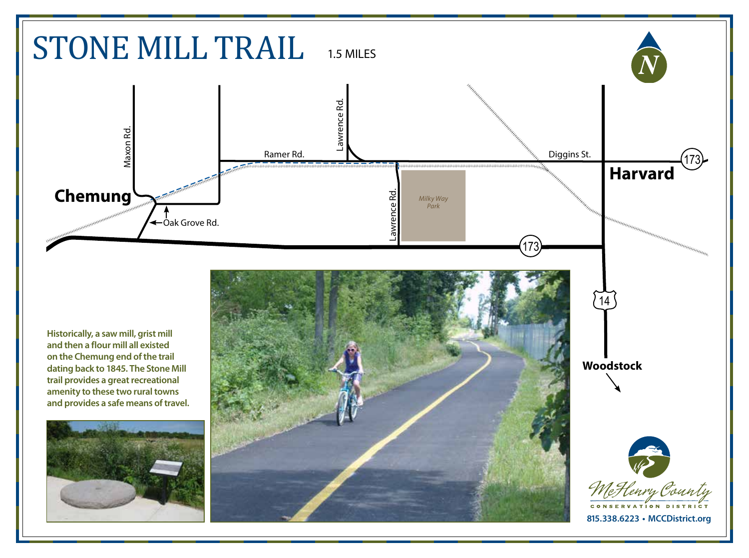# STONE MILL TRAIL

1.5 MILES

Maxon Rd.

Ramer Rd.

Lawrence Rd.

Diggins St.

173

**Harvard**

**Chemung**

Oak Grove Rd.

Lawrence Rd.

*Milky Way Park*

173

14

**Woodstock**

**Historically, a saw mill, grist mill and then a flour mill all existed on the Chemung end of the trail dating back to 1845. The Stone Mill trail provides a great recreational amenity to these two rural towns and provides a safe means of travel.**

McHenry County

CONSERVATION DISTRICT

**815.338.6223 • MCCDistrict.org**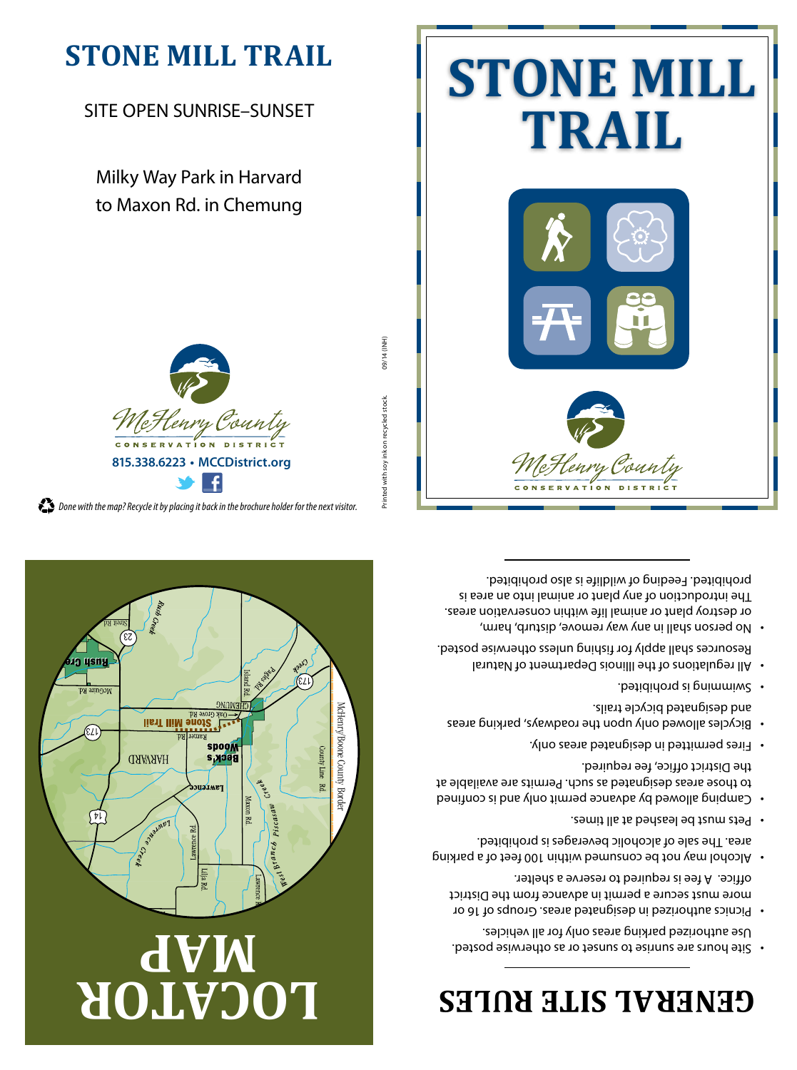# STONE MILL TRAIL

SITE OPEN SUNRISE–SUNSET

Milky Way Park in Harvard
to Maxon Rd. in Chemung

McHenry County
CONSERVATION DISTRICT
815.338.6223 • MCCDistrict.org

*Done with the map? Recycle it by placing it back in the brochure holder for the next visitor.*

Printed with soy ink on recycled stock. 09/14 (INH)

# STONE MILL TRAIL

McHenry County
CONSERVATION DISTRICT

# LOCATOR MAP

Rush Creek
Beck's Woods
Stone Mill Trail
Lawrence
HARVARD
CHEMUNG
Oak Grove Rd
Ramer Rd
McGuire Rd
Streit Rd
Island Rd.
Maxon Rd.
Lawrence Rd.
Lilja Rd.
Lawrence Rd.
Rush Creek
Lawrence Creek
Piscasaw Creek
West Branch Piscasaw Creek
Creek
Pagels Rd
County Line Rd.
McHenry/Boone County Border
23
173
14
173

# GENERAL SITE RULES

- Site hours are sunrise to sunset or as otherwise posted. Use authorized parking areas only for all vehicles.
- Picnics authorized in designated areas. Groups of 16 or more must secure a permit in advance from the District office. A fee is required to reserve a shelter.
- Alcohol may not be consumed within 100 feet of a parking area. The sale of alcoholic beverages is prohibited.
- Pets must be leashed at all times.
- Camping allowed by advance permit only and is confined to those areas designated as such. Permits are available at the District office, fee required.
- Fires permitted in designated areas only.
- Bicycles allowed only upon the roadways, parking areas and designated bicycle trails.
- Swimming is prohibited.
- All regulations of the Illinois Department of Natural Resources shall apply for fishing unless otherwise posted.
- No person shall in any way remove, disturb, harm, or destroy plant or animal life within conservation areas. The introduction of any plant or animal into an area is prohibited. Feeding of wildlife is also prohibited.